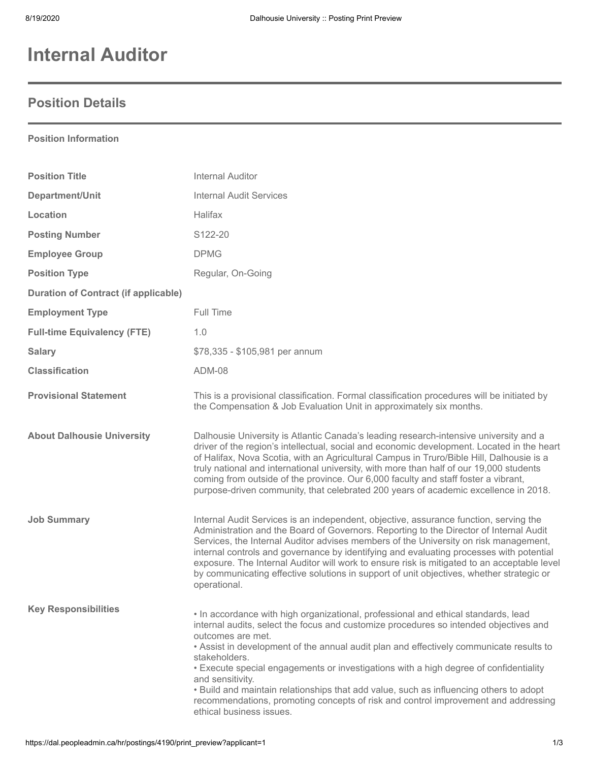# Internal Auditor

## Position Details

**Position Information**

| | |
|---|---|
| **Position Title** | Internal Auditor |
| **Department/Unit** | Internal Audit Services |
| **Location** | Halifax |
| **Posting Number** | S122-20 |
| **Employee Group** | DPMG |
| **Position Type** | Regular, On-Going |
| **Duration of Contract (if applicable)** | |
| **Employment Type** | Full Time |
| **Full-time Equivalency (FTE)** | 1.0 |
| **Salary** | $78,335 - $105,981 per annum |
| **Classification** | ADM-08 |
| **Provisional Statement** | This is a provisional classification. Formal classification procedures will be initiated by the Compensation & Job Evaluation Unit in approximately six months. |

**About Dalhousie University**

Dalhousie University is Atlantic Canada's leading research-intensive university and a driver of the region's intellectual, social and economic development. Located in the heart of Halifax, Nova Scotia, with an Agricultural Campus in Truro/Bible Hill, Dalhousie is a truly national and international university, with more than half of our 19,000 students coming from outside of the province. Our 6,000 faculty and staff foster a vibrant, purpose-driven community, that celebrated 200 years of academic excellence in 2018.

**Job Summary**

Internal Audit Services is an independent, objective, assurance function, serving the Administration and the Board of Governors. Reporting to the Director of Internal Audit Services, the Internal Auditor advises members of the University on risk management, internal controls and governance by identifying and evaluating processes with potential exposure. The Internal Auditor will work to ensure risk is mitigated to an acceptable level by communicating effective solutions in support of unit objectives, whether strategic or operational.

**Key Responsibilities**

- In accordance with high organizational, professional and ethical standards, lead internal audits, select the focus and customize procedures so intended objectives and outcomes are met.
- Assist in development of the annual audit plan and effectively communicate results to stakeholders.
- Execute special engagements or investigations with a high degree of confidentiality and sensitivity.
- Build and maintain relationships that add value, such as influencing others to adopt recommendations, promoting concepts of risk and control improvement and addressing ethical business issues.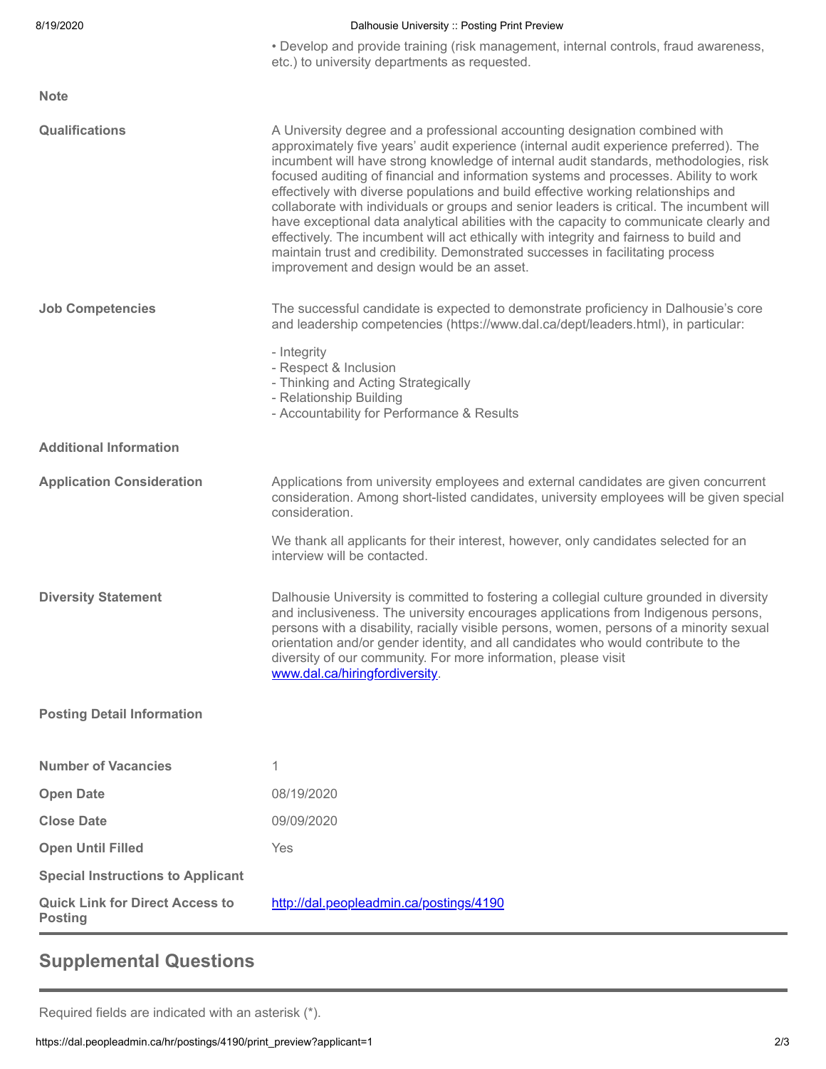• Develop and provide training (risk management, internal controls, fraud awareness, etc.) to university departments as requested.

| | |
|---|---|
| **Note** | |
| **Qualifications** | A University degree and a professional accounting designation combined with approximately five years' audit experience (internal audit experience preferred). The incumbent will have strong knowledge of internal audit standards, methodologies, risk focused auditing of financial and information systems and processes. Ability to work effectively with diverse populations and build effective working relationships and collaborate with individuals or groups and senior leaders is critical. The incumbent will have exceptional data analytical abilities with the capacity to communicate clearly and effectively. The incumbent will act ethically with integrity and fairness to build and maintain trust and credibility. Demonstrated successes in facilitating process improvement and design would be an asset. |
| **Job Competencies** | The successful candidate is expected to demonstrate proficiency in Dalhousie's core and leadership competencies (https://www.dal.ca/dept/leaders.html), in particular:<br><br>- Integrity<br>- Respect & Inclusion<br>- Thinking and Acting Strategically<br>- Relationship Building<br>- Accountability for Performance & Results |
| **Additional Information** | |
| **Application Consideration** | Applications from university employees and external candidates are given concurrent consideration. Among short-listed candidates, university employees will be given special consideration.<br><br>We thank all applicants for their interest, however, only candidates selected for an interview will be contacted. |
| **Diversity Statement** | Dalhousie University is committed to fostering a collegial culture grounded in diversity and inclusiveness. The university encourages applications from Indigenous persons, persons with a disability, racially visible persons, women, persons of a minority sexual orientation and/or gender identity, and all candidates who would contribute to the diversity of our community. For more information, please visit www.dal.ca/hiringfordiversity. |

**Posting Detail Information**

| | |
|---|---|
| **Number of Vacancies** | 1 |
| **Open Date** | 08/19/2020 |
| **Close Date** | 09/09/2020 |
| **Open Until Filled** | Yes |
| **Special Instructions to Applicant** | |
| **Quick Link for Direct Access to Posting** | http://dal.peopleadmin.ca/postings/4190 |

## Supplemental Questions

Required fields are indicated with an asterisk (*).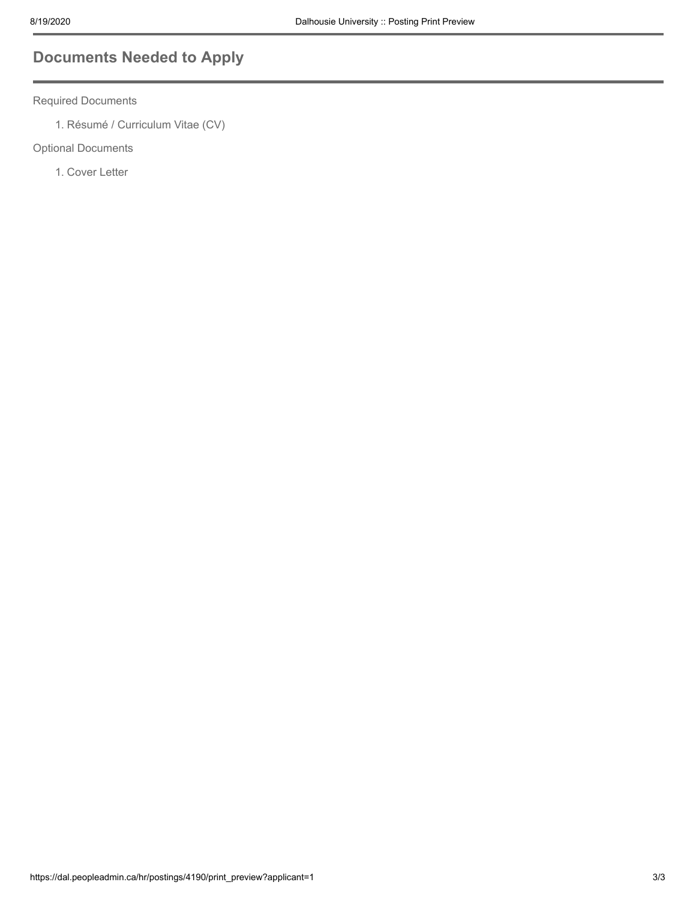## Documents Needed to Apply

Required Documents

1. Résumé / Curriculum Vitae (CV)

Optional Documents

1. Cover Letter